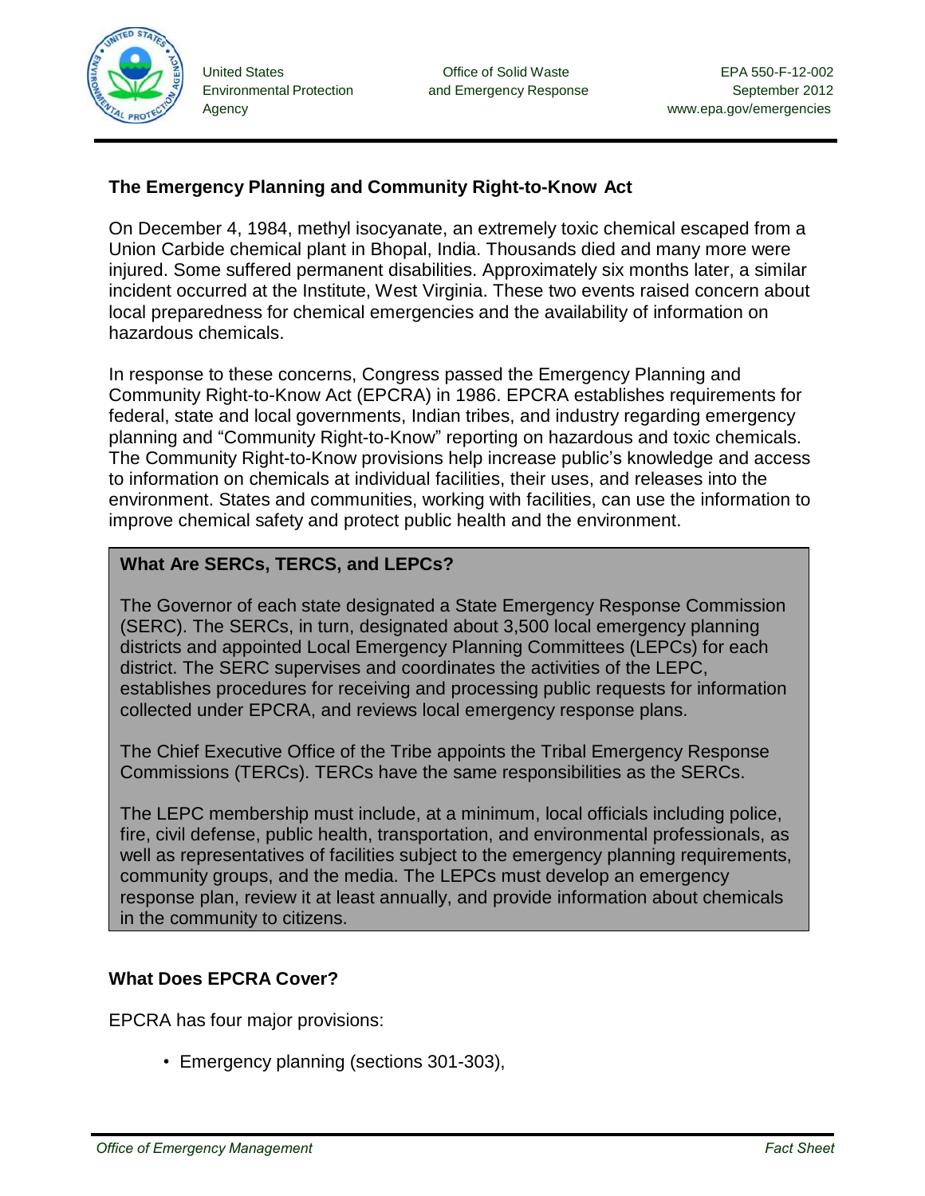United States Environmental Protection Agency

Office of Solid Waste and Emergency Response

EPA 550-F-12-002
September 2012
www.epa.gov/emergencies

## The Emergency Planning and Community Right-to-Know Act

On December 4, 1984, methyl isocyanate, an extremely toxic chemical escaped from a Union Carbide chemical plant in Bhopal, India. Thousands died and many more were injured. Some suffered permanent disabilities. Approximately six months later, a similar incident occurred at the Institute, West Virginia. These two events raised concern about local preparedness for chemical emergencies and the availability of information on hazardous chemicals.

In response to these concerns, Congress passed the Emergency Planning and Community Right-to-Know Act (EPCRA) in 1986. EPCRA establishes requirements for federal, state and local governments, Indian tribes, and industry regarding emergency planning and "Community Right-to-Know" reporting on hazardous and toxic chemicals. The Community Right-to-Know provisions help increase public's knowledge and access to information on chemicals at individual facilities, their uses, and releases into the environment. States and communities, working with facilities, can use the information to improve chemical safety and protect public health and the environment.

### What Are SERCs, TERCS, and LEPCs?

The Governor of each state designated a State Emergency Response Commission (SERC). The SERCs, in turn, designated about 3,500 local emergency planning districts and appointed Local Emergency Planning Committees (LEPCs) for each district. The SERC supervises and coordinates the activities of the LEPC, establishes procedures for receiving and processing public requests for information collected under EPCRA, and reviews local emergency response plans.

The Chief Executive Office of the Tribe appoints the Tribal Emergency Response Commissions (TERCs). TERCs have the same responsibilities as the SERCs.

The LEPC membership must include, at a minimum, local officials including police, fire, civil defense, public health, transportation, and environmental professionals, as well as representatives of facilities subject to the emergency planning requirements, community groups, and the media. The LEPCs must develop an emergency response plan, review it at least annually, and provide information about chemicals in the community to citizens.

### What Does EPCRA Cover?

EPCRA has four major provisions:

- Emergency planning (sections 301-303),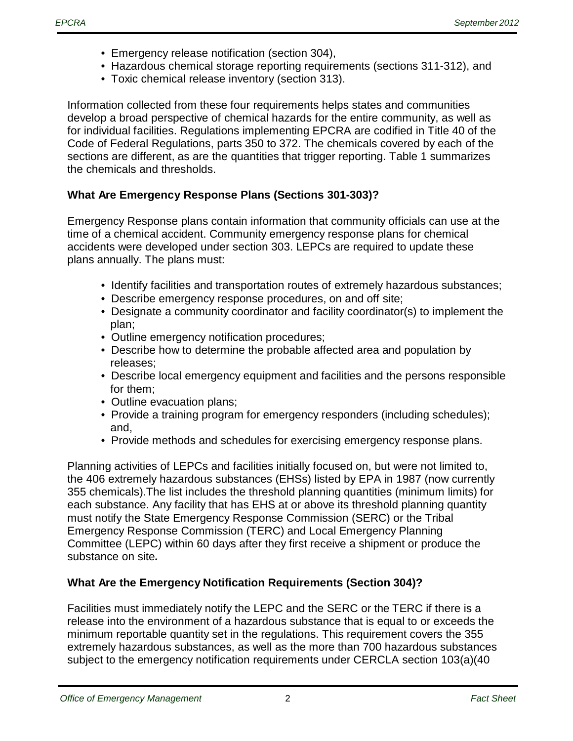- Emergency release notification (section 304),
- Hazardous chemical storage reporting requirements (sections 311-312), and
- Toxic chemical release inventory (section 313).

Information collected from these four requirements helps states and communities develop a broad perspective of chemical hazards for the entire community, as well as for individual facilities. Regulations implementing EPCRA are codified in Title 40 of the Code of Federal Regulations, parts 350 to 372. The chemicals covered by each of the sections are different, as are the quantities that trigger reporting. Table 1 summarizes the chemicals and thresholds.

### What Are Emergency Response Plans (Sections 301-303)?

Emergency Response plans contain information that community officials can use at the time of a chemical accident. Community emergency response plans for chemical accidents were developed under section 303. LEPCs are required to update these plans annually. The plans must:

- Identify facilities and transportation routes of extremely hazardous substances;
- Describe emergency response procedures, on and off site;
- Designate a community coordinator and facility coordinator(s) to implement the plan;
- Outline emergency notification procedures;
- Describe how to determine the probable affected area and population by releases;
- Describe local emergency equipment and facilities and the persons responsible for them;
- Outline evacuation plans;
- Provide a training program for emergency responders (including schedules); and,
- Provide methods and schedules for exercising emergency response plans.

Planning activities of LEPCs and facilities initially focused on, but were not limited to, the 406 extremely hazardous substances (EHSs) listed by EPA in 1987 (now currently 355 chemicals).The list includes the threshold planning quantities (minimum limits) for each substance. Any facility that has EHS at or above its threshold planning quantity must notify the State Emergency Response Commission (SERC) or the Tribal Emergency Response Commission (TERC) and Local Emergency Planning Committee (LEPC) within 60 days after they first receive a shipment or produce the substance on site***.***

### What Are the Emergency Notification Requirements (Section 304)?

Facilities must immediately notify the LEPC and the SERC or the TERC if there is a release into the environment of a hazardous substance that is equal to or exceeds the minimum reportable quantity set in the regulations. This requirement covers the 355 extremely hazardous substances, as well as the more than 700 hazardous substances subject to the emergency notification requirements under CERCLA section 103(a)(40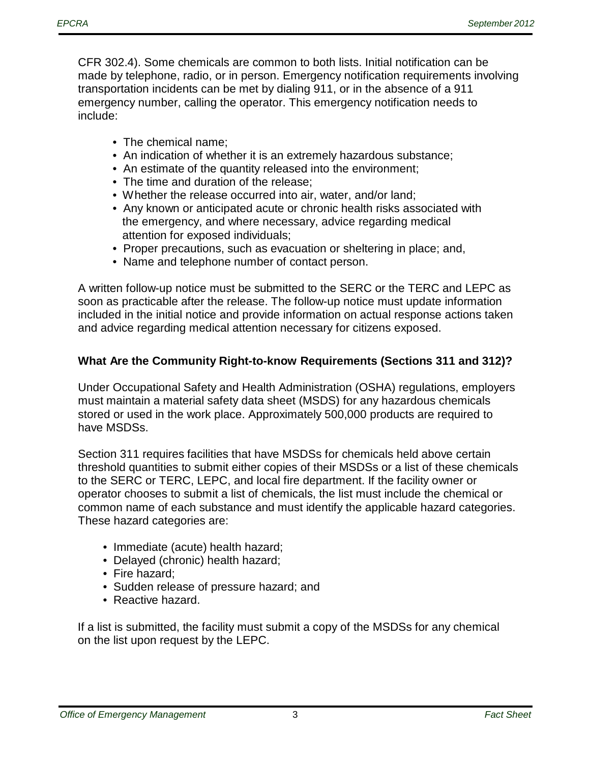CFR 302.4). Some chemicals are common to both lists. Initial notification can be made by telephone, radio, or in person. Emergency notification requirements involving transportation incidents can be met by dialing 911, or in the absence of a 911 emergency number, calling the operator. This emergency notification needs to include:

- The chemical name;
- An indication of whether it is an extremely hazardous substance;
- An estimate of the quantity released into the environment;
- The time and duration of the release;
- Whether the release occurred into air, water, and/or land;
- Any known or anticipated acute or chronic health risks associated with the emergency, and where necessary, advice regarding medical attention for exposed individuals;
- Proper precautions, such as evacuation or sheltering in place; and,
- Name and telephone number of contact person.

A written follow-up notice must be submitted to the SERC or the TERC and LEPC as soon as practicable after the release. The follow-up notice must update information included in the initial notice and provide information on actual response actions taken and advice regarding medical attention necessary for citizens exposed.

**What Are the Community Right-to-know Requirements (Sections 311 and 312)?**

Under Occupational Safety and Health Administration (OSHA) regulations, employers must maintain a material safety data sheet (MSDS) for any hazardous chemicals stored or used in the work place. Approximately 500,000 products are required to have MSDSs.

Section 311 requires facilities that have MSDSs for chemicals held above certain threshold quantities to submit either copies of their MSDSs or a list of these chemicals to the SERC or TERC, LEPC, and local fire department. If the facility owner or operator chooses to submit a list of chemicals, the list must include the chemical or common name of each substance and must identify the applicable hazard categories. These hazard categories are:

- Immediate (acute) health hazard;
- Delayed (chronic) health hazard;
- Fire hazard;
- Sudden release of pressure hazard; and
- Reactive hazard.

If a list is submitted, the facility must submit a copy of the MSDSs for any chemical on the list upon request by the LEPC.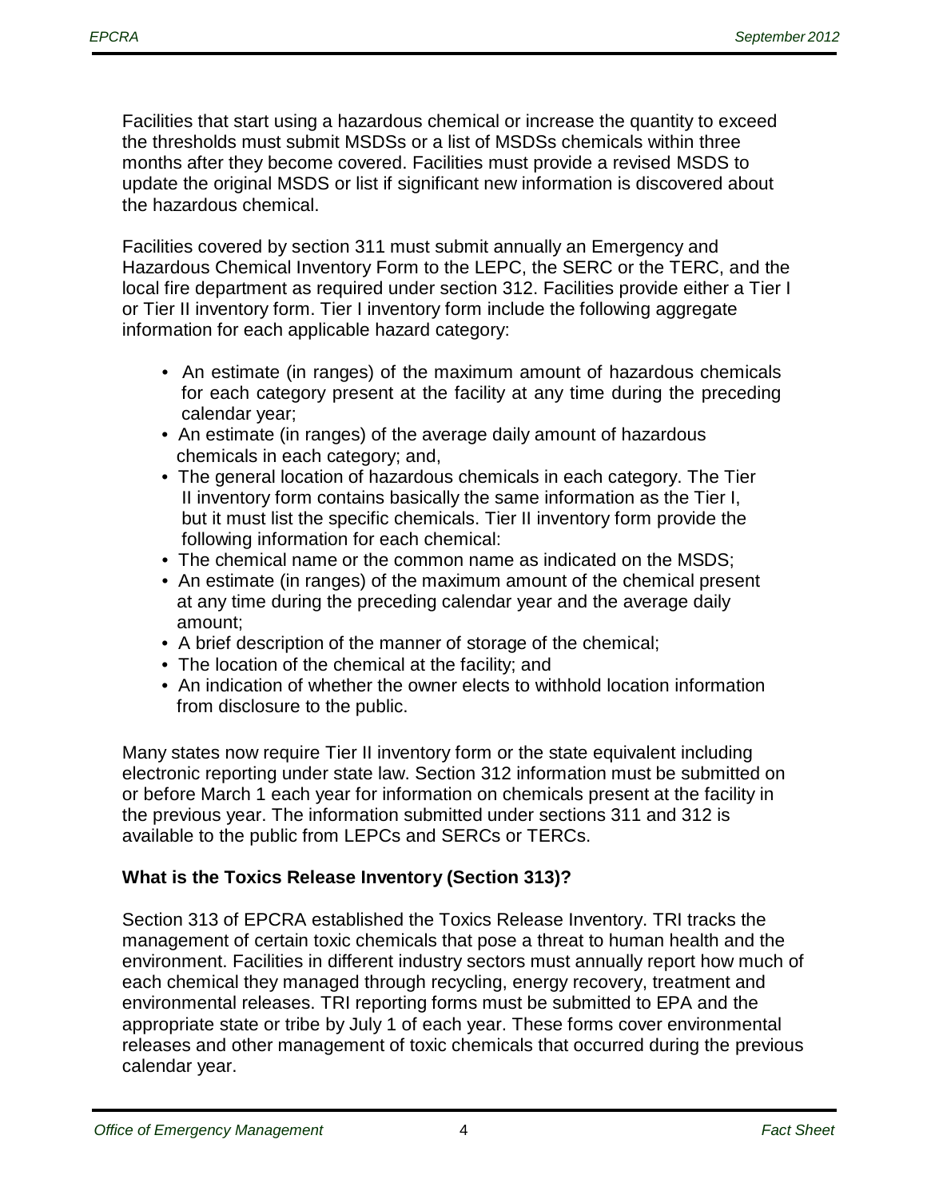Facilities that start using a hazardous chemical or increase the quantity to exceed the thresholds must submit MSDSs or a list of MSDSs chemicals within three months after they become covered. Facilities must provide a revised MSDS to update the original MSDS or list if significant new information is discovered about the hazardous chemical.

Facilities covered by section 311 must submit annually an Emergency and Hazardous Chemical Inventory Form to the LEPC, the SERC or the TERC, and the local fire department as required under section 312. Facilities provide either a Tier I or Tier II inventory form. Tier I inventory form include the following aggregate information for each applicable hazard category:

- An estimate (in ranges) of the maximum amount of hazardous chemicals for each category present at the facility at any time during the preceding calendar year;
- An estimate (in ranges) of the average daily amount of hazardous chemicals in each category; and,
- The general location of hazardous chemicals in each category. The Tier II inventory form contains basically the same information as the Tier I, but it must list the specific chemicals. Tier II inventory form provide the following information for each chemical:
- The chemical name or the common name as indicated on the MSDS;
- An estimate (in ranges) of the maximum amount of the chemical present at any time during the preceding calendar year and the average daily amount;
- A brief description of the manner of storage of the chemical;
- The location of the chemical at the facility; and
- An indication of whether the owner elects to withhold location information from disclosure to the public.

Many states now require Tier II inventory form or the state equivalent including electronic reporting under state law. Section 312 information must be submitted on or before March 1 each year for information on chemicals present at the facility in the previous year. The information submitted under sections 311 and 312 is available to the public from LEPCs and SERCs or TERCs.

**What is the Toxics Release Inventory (Section 313)?**

Section 313 of EPCRA established the Toxics Release Inventory. TRI tracks the management of certain toxic chemicals that pose a threat to human health and the environment. Facilities in different industry sectors must annually report how much of each chemical they managed through recycling, energy recovery, treatment and environmental releases. TRI reporting forms must be submitted to EPA and the appropriate state or tribe by July 1 of each year. These forms cover environmental releases and other management of toxic chemicals that occurred during the previous calendar year.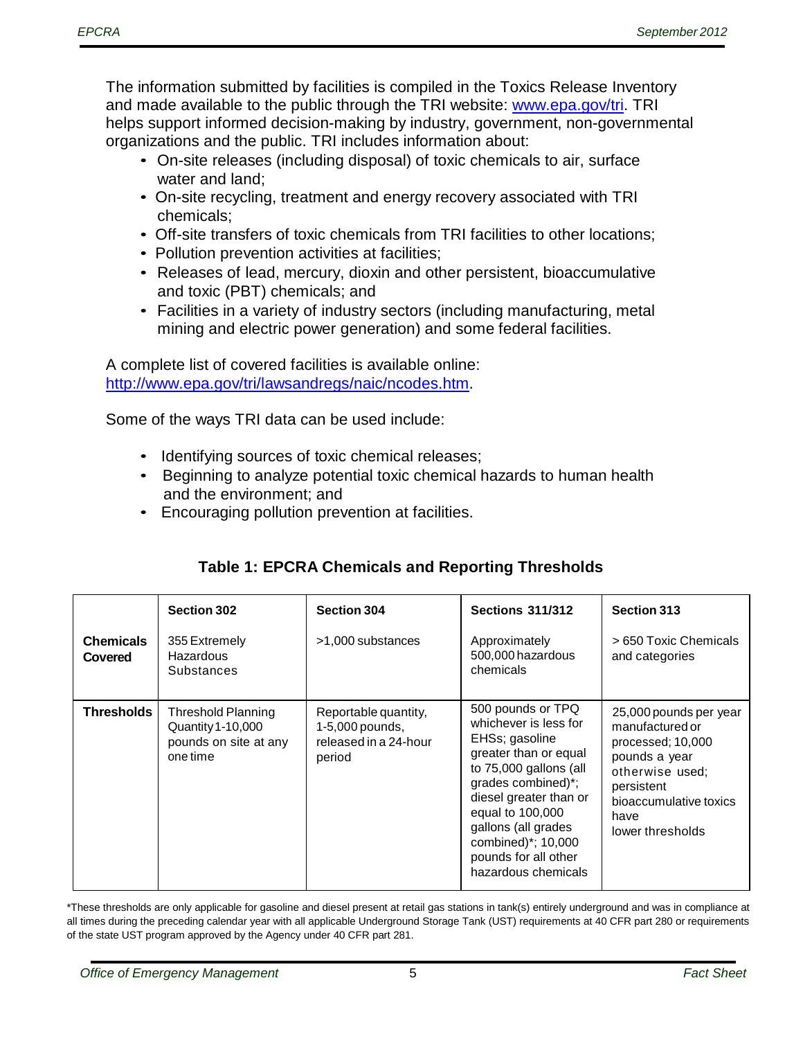The information submitted by facilities is compiled in the Toxics Release Inventory and made available to the public through the TRI website: [www.epa.gov/tri](http://www.epa.gov/tri). TRI helps support informed decision-making by industry, government, non-governmental organizations and the public. TRI includes information about:

- On-site releases (including disposal) of toxic chemicals to air, surface water and land;
- On-site recycling, treatment and energy recovery associated with TRI chemicals;
- Off-site transfers of toxic chemicals from TRI facilities to other locations;
- Pollution prevention activities at facilities;
- Releases of lead, mercury, dioxin and other persistent, bioaccumulative and toxic (PBT) chemicals; and
- Facilities in a variety of industry sectors (including manufacturing, metal mining and electric power generation) and some federal facilities.

A complete list of covered facilities is available online: [http://www.epa.gov/tri/lawsandregs/naic/ncodes.htm](http://www.epa.gov/tri/lawsandregs/naic/ncodes.htm).

Some of the ways TRI data can be used include:

- Identifying sources of toxic chemical releases;
- Beginning to analyze potential toxic chemical hazards to human health and the environment; and
- Encouraging pollution prevention at facilities.

### Table 1: EPCRA Chemicals and Reporting Thresholds

| | Section 302 | Section 304 | Sections 311/312 | Section 313 |
|---|---|---|---|---|
| **Chemicals Covered** | 355 Extremely Hazardous Substances | >1,000 substances | Approximately 500,000 hazardous chemicals | > 650 Toxic Chemicals and categories |
| **Thresholds** | Threshold Planning Quantity 1-10,000 pounds on site at any one time | Reportable quantity, 1-5,000 pounds, released in a 24-hour period | 500 pounds or TPQ whichever is less for EHSs; gasoline greater than or equal to 75,000 gallons (all grades combined)*; diesel greater than or equal to 100,000 gallons (all grades combined)*; 10,000 pounds for all other hazardous chemicals | 25,000 pounds per year manufactured or processed; 10,000 pounds a year otherwise used; persistent bioaccumulative toxics have lower thresholds |

*These thresholds are only applicable for gasoline and diesel present at retail gas stations in tank(s) entirely underground and was in compliance at all times during the preceding calendar year with all applicable Underground Storage Tank (UST) requirements at 40 CFR part 280 or requirements of the state UST program approved by the Agency under 40 CFR part 281.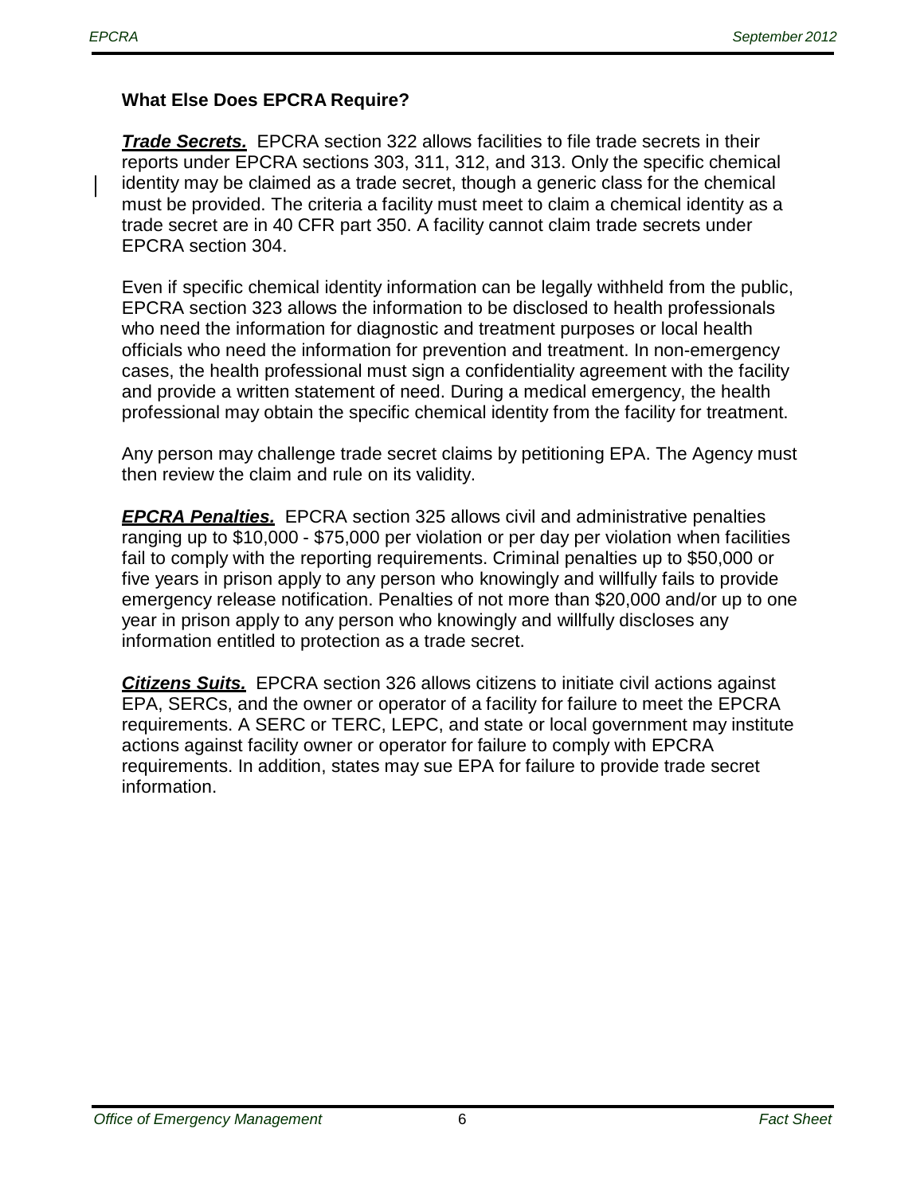### What Else Does EPCRA Require?

***Trade Secrets.*** EPCRA section 322 allows facilities to file trade secrets in their reports under EPCRA sections 303, 311, 312, and 313. Only the specific chemical identity may be claimed as a trade secret, though a generic class for the chemical must be provided. The criteria a facility must meet to claim a chemical identity as a trade secret are in 40 CFR part 350. A facility cannot claim trade secrets under EPCRA section 304.

Even if specific chemical identity information can be legally withheld from the public, EPCRA section 323 allows the information to be disclosed to health professionals who need the information for diagnostic and treatment purposes or local health officials who need the information for prevention and treatment. In non-emergency cases, the health professional must sign a confidentiality agreement with the facility and provide a written statement of need. During a medical emergency, the health professional may obtain the specific chemical identity from the facility for treatment.

Any person may challenge trade secret claims by petitioning EPA. The Agency must then review the claim and rule on its validity.

***EPCRA Penalties.*** EPCRA section 325 allows civil and administrative penalties ranging up to $10,000 - $75,000 per violation or per day per violation when facilities fail to comply with the reporting requirements. Criminal penalties up to $50,000 or five years in prison apply to any person who knowingly and willfully fails to provide emergency release notification. Penalties of not more than $20,000 and/or up to one year in prison apply to any person who knowingly and willfully discloses any information entitled to protection as a trade secret.

***Citizens Suits.*** EPCRA section 326 allows citizens to initiate civil actions against EPA, SERCs, and the owner or operator of a facility for failure to meet the EPCRA requirements. A SERC or TERC, LEPC, and state or local government may institute actions against facility owner or operator for failure to comply with EPCRA requirements. In addition, states may sue EPA for failure to provide trade secret information.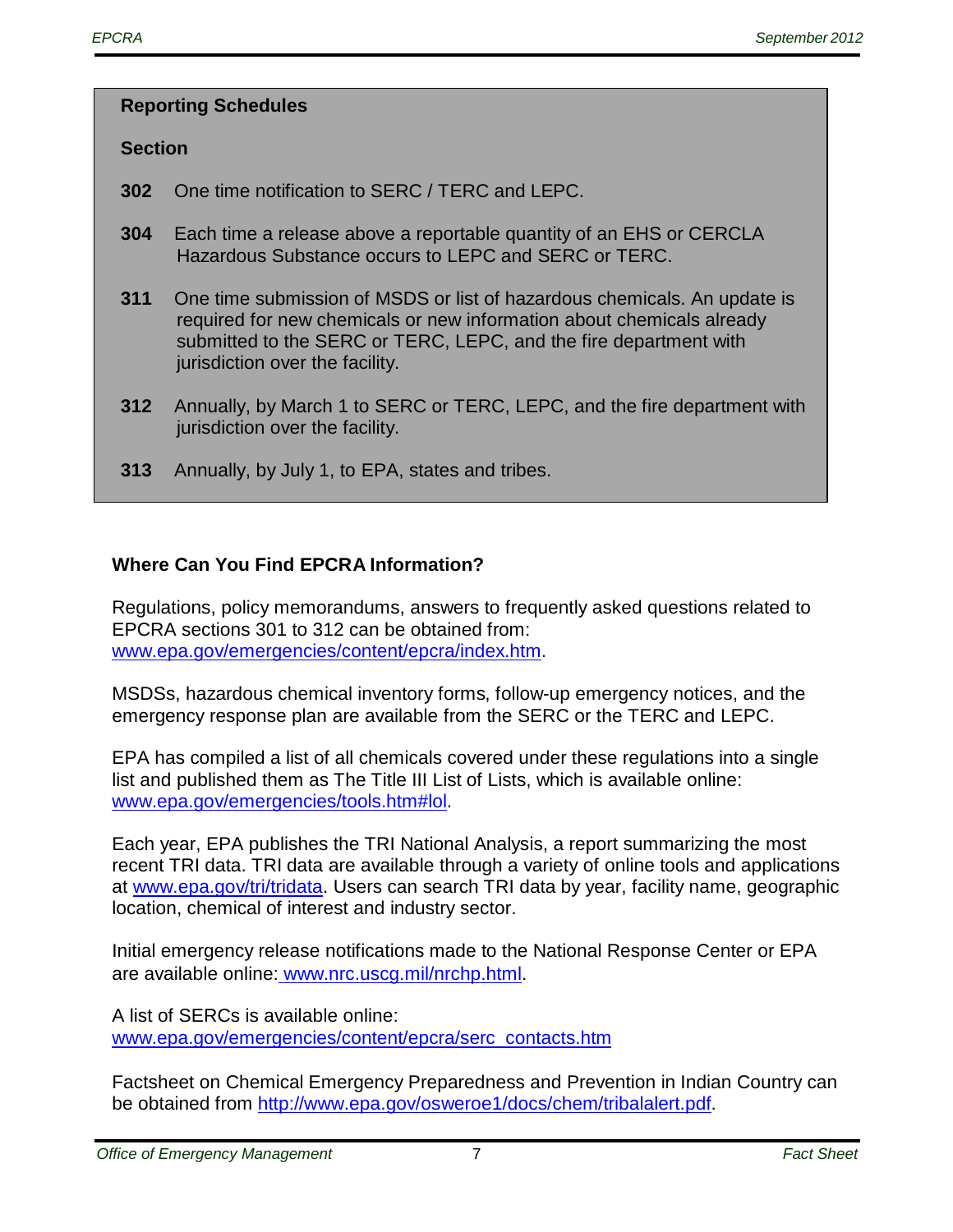**Reporting Schedules**

**Section**

**302** One time notification to SERC / TERC and LEPC.

**304** Each time a release above a reportable quantity of an EHS or CERCLA Hazardous Substance occurs to LEPC and SERC or TERC.

**311** One time submission of MSDS or list of hazardous chemicals. An update is required for new chemicals or new information about chemicals already submitted to the SERC or TERC, LEPC, and the fire department with jurisdiction over the facility.

**312** Annually, by March 1 to SERC or TERC, LEPC, and the fire department with jurisdiction over the facility.

**313** Annually, by July 1, to EPA, states and tribes.

## Where Can You Find EPCRA Information?

Regulations, policy memorandums, answers to frequently asked questions related to EPCRA sections 301 to 312 can be obtained from: www.epa.gov/emergencies/content/epcra/index.htm.

MSDSs, hazardous chemical inventory forms, follow-up emergency notices, and the emergency response plan are available from the SERC or the TERC and LEPC.

EPA has compiled a list of all chemicals covered under these regulations into a single list and published them as The Title III List of Lists, which is available online: www.epa.gov/emergencies/tools.htm#lol.

Each year, EPA publishes the TRI National Analysis, a report summarizing the most recent TRI data. TRI data are available through a variety of online tools and applications at www.epa.gov/tri/tridata. Users can search TRI data by year, facility name, geographic location, chemical of interest and industry sector.

Initial emergency release notifications made to the National Response Center or EPA are available online: www.nrc.uscg.mil/nrchp.html.

A list of SERCs is available online: www.epa.gov/emergencies/content/epcra/serc_contacts.htm

Factsheet on Chemical Emergency Preparedness and Prevention in Indian Country can be obtained from http://www.epa.gov/osweroe1/docs/chem/tribalalert.pdf.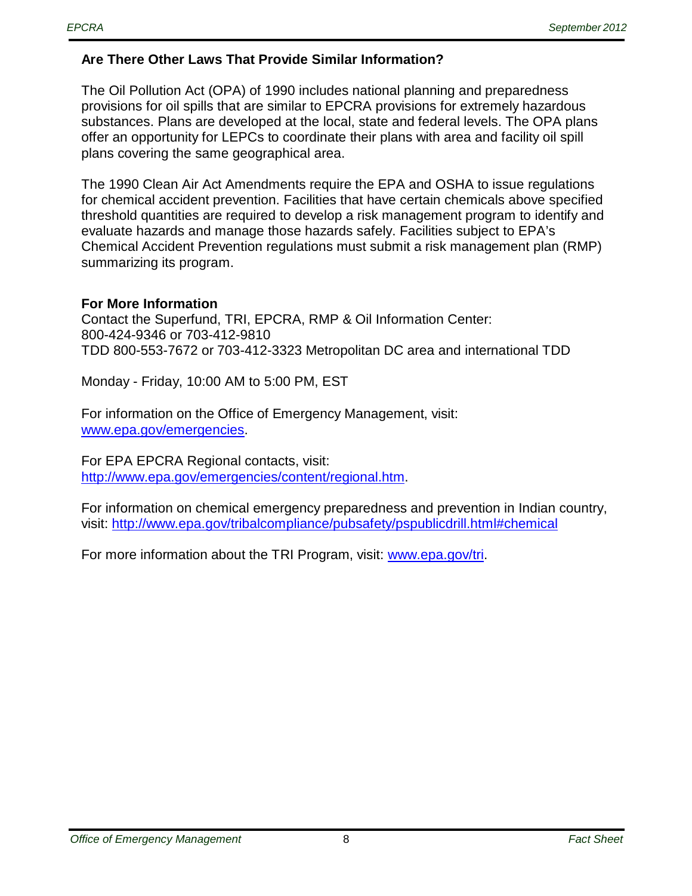**Are There Other Laws That Provide Similar Information?**

The Oil Pollution Act (OPA) of 1990 includes national planning and preparedness provisions for oil spills that are similar to EPCRA provisions for extremely hazardous substances. Plans are developed at the local, state and federal levels. The OPA plans offer an opportunity for LEPCs to coordinate their plans with area and facility oil spill plans covering the same geographical area.

The 1990 Clean Air Act Amendments require the EPA and OSHA to issue regulations for chemical accident prevention. Facilities that have certain chemicals above specified threshold quantities are required to develop a risk management program to identify and evaluate hazards and manage those hazards safely. Facilities subject to EPA's Chemical Accident Prevention regulations must submit a risk management plan (RMP) summarizing its program.

**For More Information**
Contact the Superfund, TRI, EPCRA, RMP & Oil Information Center:
800-424-9346 or 703-412-9810
TDD 800-553-7672 or 703-412-3323 Metropolitan DC area and international TDD

Monday - Friday, 10:00 AM to 5:00 PM, EST

For information on the Office of Emergency Management, visit:
[www.epa.gov/emergencies](www.epa.gov/emergencies).

For EPA EPCRA Regional contacts, visit:
[http://www.epa.gov/emergencies/content/regional.htm](http://www.epa.gov/emergencies/content/regional.htm).

For information on chemical emergency preparedness and prevention in Indian country, visit: [http://www.epa.gov/tribalcompliance/pubsafety/pspublicdrill.html#chemical](http://www.epa.gov/tribalcompliance/pubsafety/pspublicdrill.html#chemical)

For more information about the TRI Program, visit: [www.epa.gov/tri](www.epa.gov/tri).